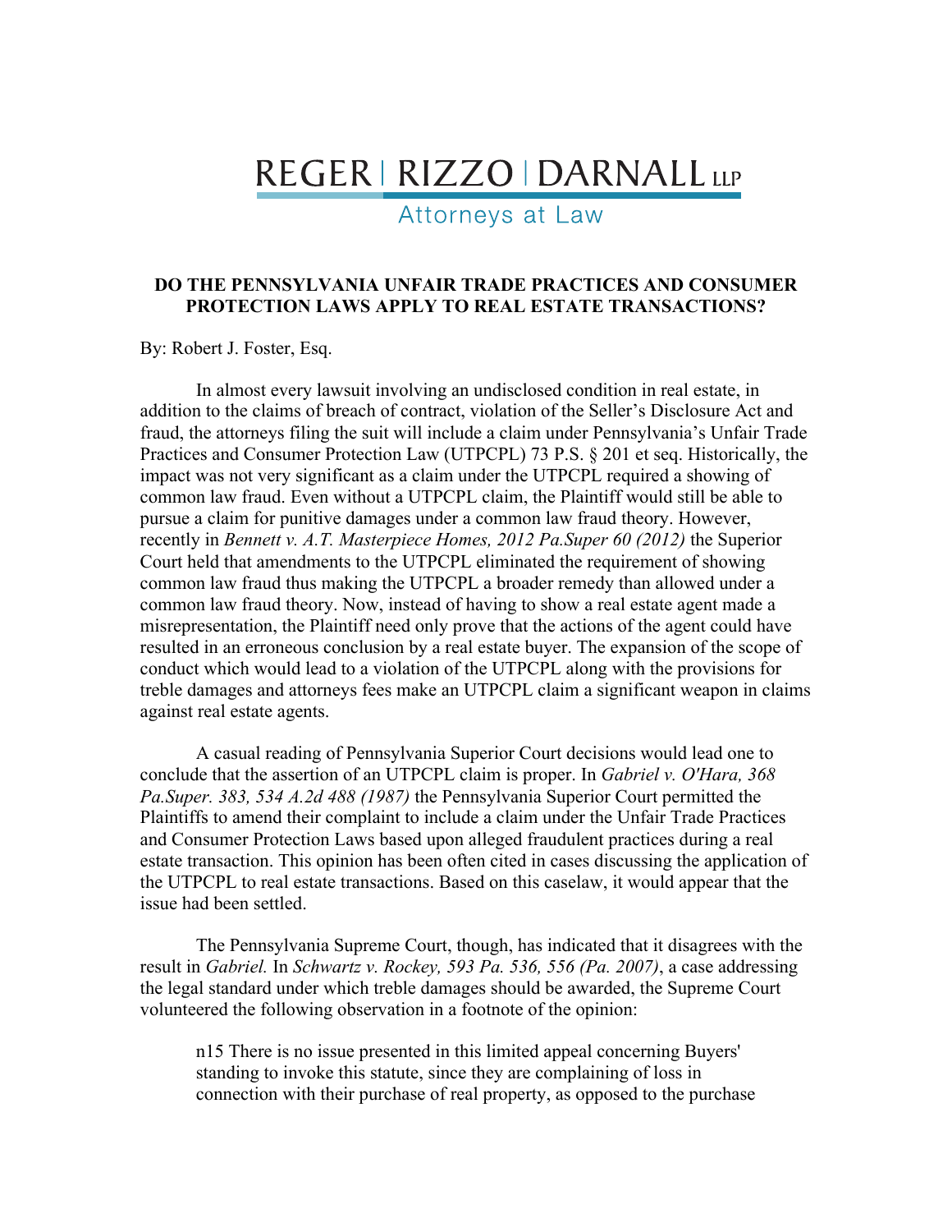# REGER | RIZZO | DARNALL LLP

Attorneys at Law

## DO THE PENNSYLVANIA UNFAIR TRADE PRACTICES AND CONSUMER PROTECTION LAWS APPLY TO REAL ESTATE TRANSACTIONS?

By: Robert J. Foster, Esq.

In almost every lawsuit involving an undisclosed condition in real estate, in addition to the claims of breach of contract, violation of the Seller's Disclosure Act and fraud, the attorneys filing the suit will include a claim under Pennsylvania's Unfair Trade Practices and Consumer Protection Law (UTPCPL) 73 P.S. § 201 et seq. Historically, the impact was not very significant as a claim under the UTPCPL required a showing of common law fraud. Even without a UTPCPL claim, the Plaintiff would still be able to pursue a claim for punitive damages under a common law fraud theory. However, recently in *Bennett v. A.T. Masterpiece Homes, 2012 Pa.Super 60 (2012)* the Superior Court held that amendments to the UTPCPL eliminated the requirement of showing common law fraud thus making the UTPCPL a broader remedy than allowed under a common law fraud theory. Now, instead of having to show a real estate agent made a misrepresentation, the Plaintiff need only prove that the actions of the agent could have resulted in an erroneous conclusion by a real estate buyer. The expansion of the scope of conduct which would lead to a violation of the UTPCPL along with the provisions for treble damages and attorneys fees make an UTPCPL claim a significant weapon in claims against real estate agents.

A casual reading of Pennsylvania Superior Court decisions would lead one to conclude that the assertion of an UTPCPL claim is proper. In *Gabriel v. O'Hara, 368 Pa.Super. 383, 534 A.2d 488 (1987)* the Pennsylvania Superior Court permitted the Plaintiffs to amend their complaint to include a claim under the Unfair Trade Practices and Consumer Protection Laws based upon alleged fraudulent practices during a real estate transaction. This opinion has been often cited in cases discussing the application of the UTPCPL to real estate transactions. Based on this caselaw, it would appear that the issue had been settled.

The Pennsylvania Supreme Court, though, has indicated that it disagrees with the result in *Gabriel.* In *Schwartz v. Rockey, 593 Pa. 536, 556 (Pa. 2007)*, a case addressing the legal standard under which treble damages should be awarded, the Supreme Court volunteered the following observation in a footnote of the opinion:

> n15 There is no issue presented in this limited appeal concerning Buyers' standing to invoke this statute, since they are complaining of loss in connection with their purchase of real property, as opposed to the purchase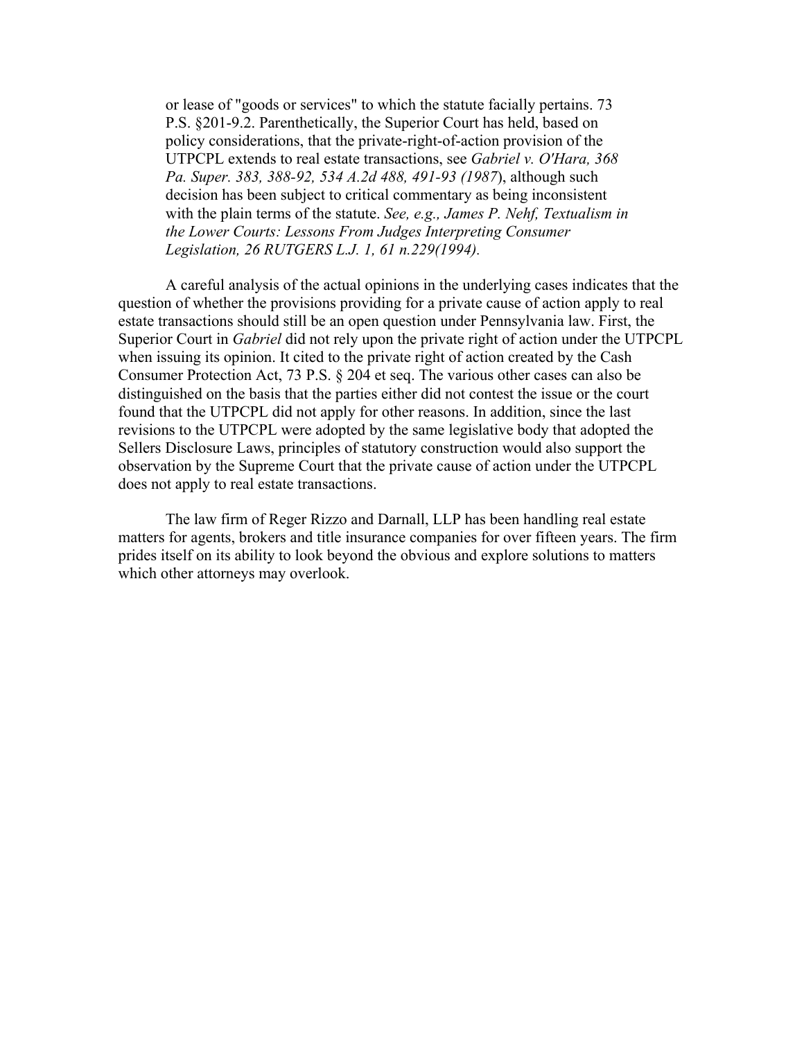> or lease of "goods or services" to which the statute facially pertains. 73 P.S. §201-9.2. Parenthetically, the Superior Court has held, based on policy considerations, that the private-right-of-action provision of the UTPCPL extends to real estate transactions, see *Gabriel v. O'Hara, 368 Pa. Super. 383, 388-92, 534 A.2d 488, 491-93 (1987*), although such decision has been subject to critical commentary as being inconsistent with the plain terms of the statute. *See, e.g., James P. Nehf, Textualism in the Lower Courts: Lessons From Judges Interpreting Consumer Legislation, 26 RUTGERS L.J. 1, 61 n.229(1994).*

A careful analysis of the actual opinions in the underlying cases indicates that the question of whether the provisions providing for a private cause of action apply to real estate transactions should still be an open question under Pennsylvania law. First, the Superior Court in *Gabriel* did not rely upon the private right of action under the UTPCPL when issuing its opinion. It cited to the private right of action created by the Cash Consumer Protection Act, 73 P.S. § 204 et seq. The various other cases can also be distinguished on the basis that the parties either did not contest the issue or the court found that the UTPCPL did not apply for other reasons. In addition, since the last revisions to the UTPCPL were adopted by the same legislative body that adopted the Sellers Disclosure Laws, principles of statutory construction would also support the observation by the Supreme Court that the private cause of action under the UTPCPL does not apply to real estate transactions.

The law firm of Reger Rizzo and Darnall, LLP has been handling real estate matters for agents, brokers and title insurance companies for over fifteen years. The firm prides itself on its ability to look beyond the obvious and explore solutions to matters which other attorneys may overlook.